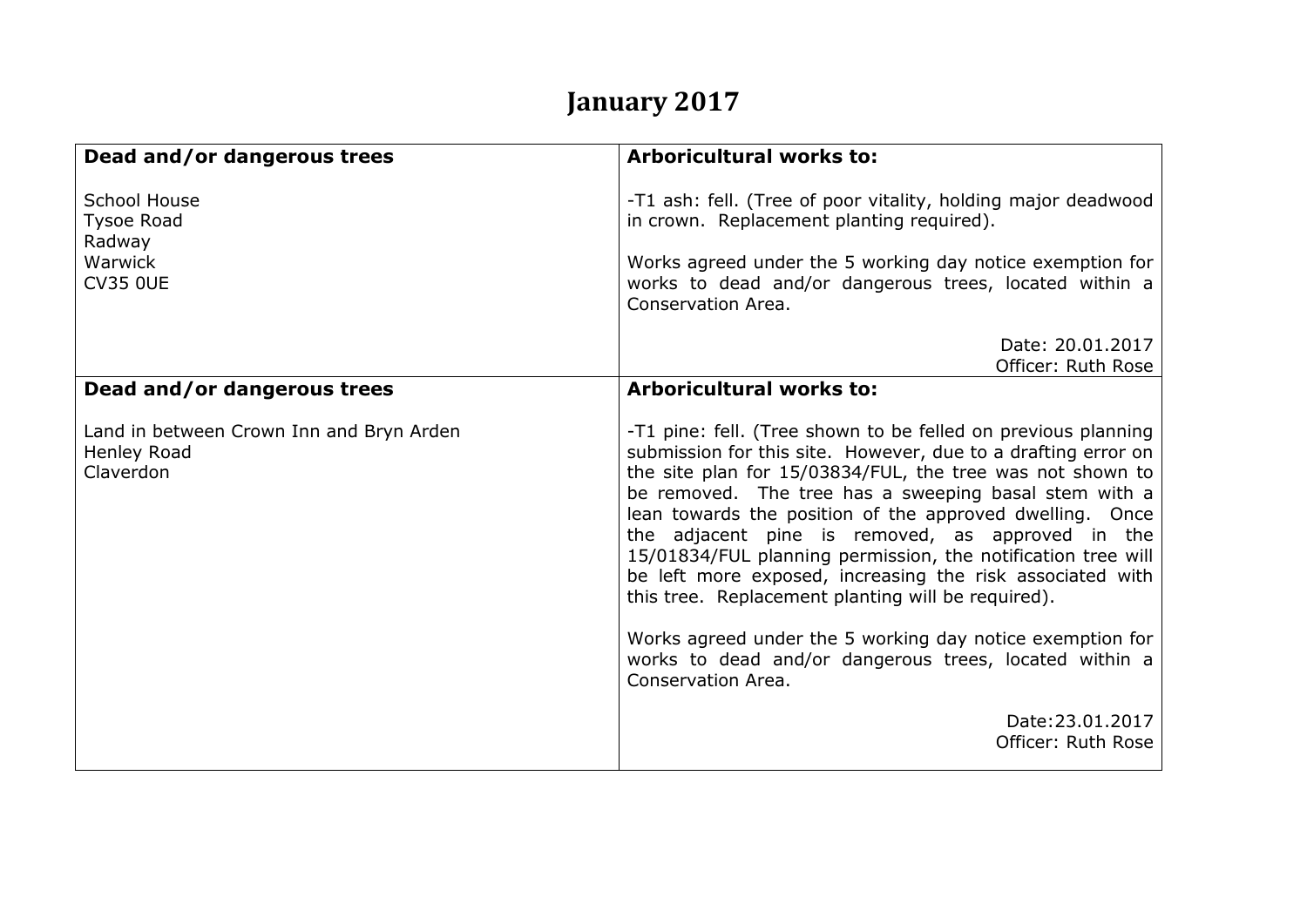# January 2017

| | |
|---|---|
| **Dead and/or dangerous trees**<br><br>School House<br>Tysoe Road<br>Radway<br>Warwick<br>CV35 0UE | **Arboricultural works to:**<br><br>-T1 ash: fell. (Tree of poor vitality, holding major deadwood in crown. Replacement planting required).<br><br>Works agreed under the 5 working day notice exemption for works to dead and/or dangerous trees, located within a Conservation Area.<br><br>Date: 20.01.2017<br>Officer: Ruth Rose |
| **Dead and/or dangerous trees**<br><br>Land in between Crown Inn and Bryn Arden<br>Henley Road<br>Claverdon | **Arboricultural works to:**<br><br>-T1 pine: fell. (Tree shown to be felled on previous planning submission for this site. However, due to a drafting error on the site plan for 15/03834/FUL, the tree was not shown to be removed. The tree has a sweeping basal stem with a lean towards the position of the approved dwelling. Once the adjacent pine is removed, as approved in the 15/01834/FUL planning permission, the notification tree will be left more exposed, increasing the risk associated with this tree. Replacement planting will be required).<br><br>Works agreed under the 5 working day notice exemption for works to dead and/or dangerous trees, located within a Conservation Area.<br><br>Date:23.01.2017<br>Officer: Ruth Rose |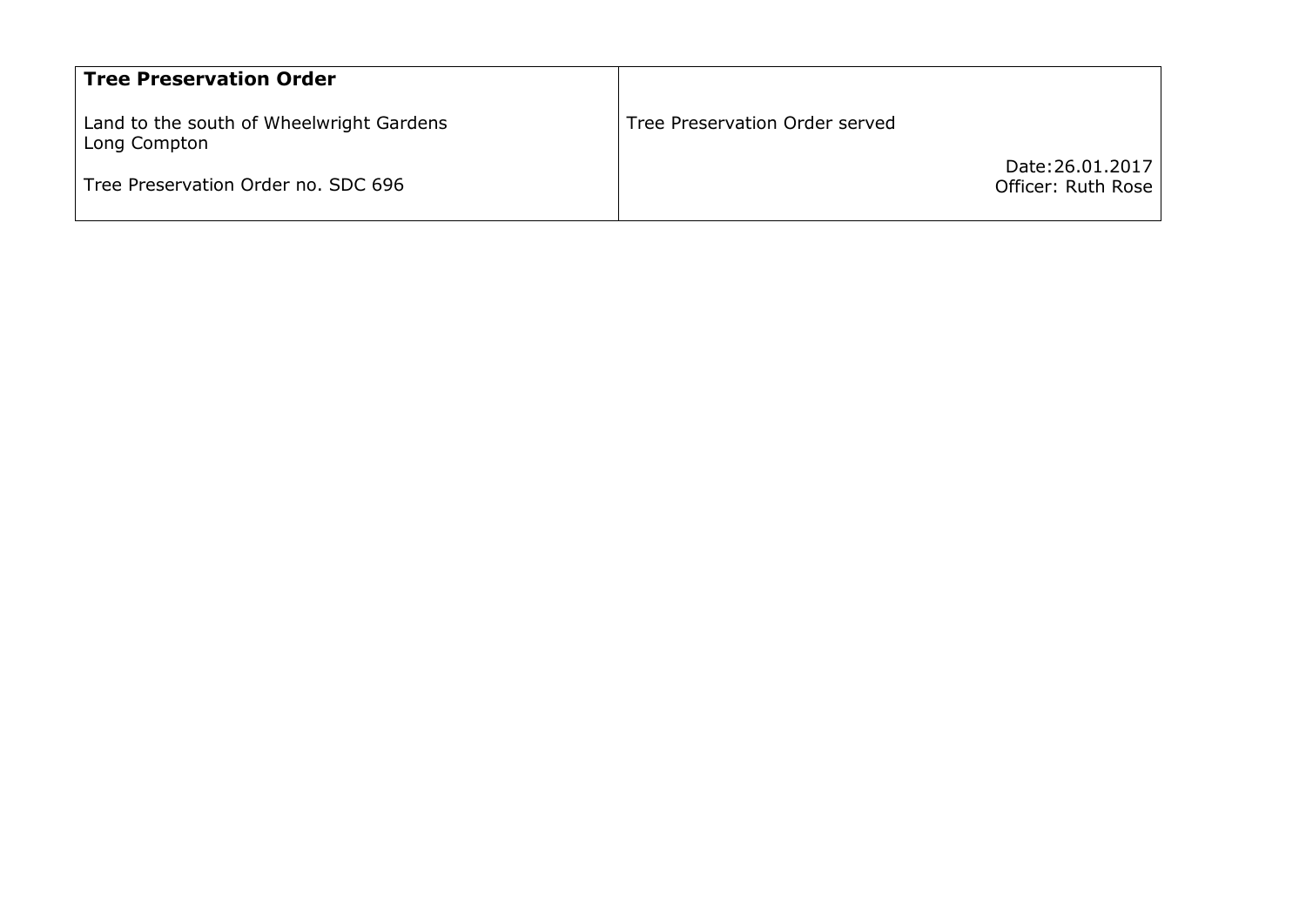| | |
|---|---|
| **Tree Preservation Order**<br><br>Land to the south of Wheelwright Gardens<br>Long Compton<br><br>Tree Preservation Order no. SDC 696 | Tree Preservation Order served<br><br>Date:26.01.2017<br>Officer: Ruth Rose |